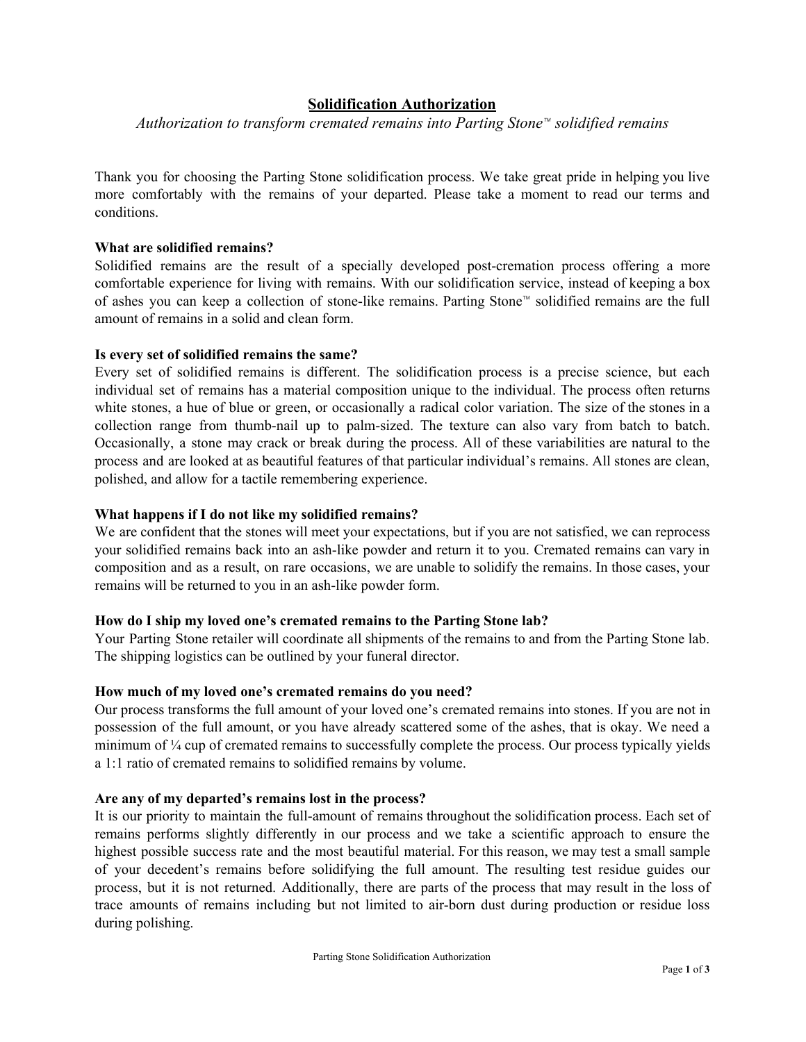# Solidification Authorization

*Authorization to transform cremated remains into Parting Stone™ solidified remains*

Thank you for choosing the Parting Stone solidification process. We take great pride in helping you live more comfortably with the remains of your departed. Please take a moment to read our terms and conditions.

**What are solidified remains?**

Solidified remains are the result of a specially developed post-cremation process offering a more comfortable experience for living with remains. With our solidification service, instead of keeping a box of ashes you can keep a collection of stone-like remains. Parting Stone™ solidified remains are the full amount of remains in a solid and clean form.

**Is every set of solidified remains the same?**

Every set of solidified remains is different. The solidification process is a precise science, but each individual set of remains has a material composition unique to the individual. The process often returns white stones, a hue of blue or green, or occasionally a radical color variation. The size of the stones in a collection range from thumb-nail up to palm-sized. The texture can also vary from batch to batch. Occasionally, a stone may crack or break during the process. All of these variabilities are natural to the process and are looked at as beautiful features of that particular individual's remains. All stones are clean, polished, and allow for a tactile remembering experience.

**What happens if I do not like my solidified remains?**

We are confident that the stones will meet your expectations, but if you are not satisfied, we can reprocess your solidified remains back into an ash-like powder and return it to you. Cremated remains can vary in composition and as a result, on rare occasions, we are unable to solidify the remains. In those cases, your remains will be returned to you in an ash-like powder form.

**How do I ship my loved one's cremated remains to the Parting Stone lab?**

Your Parting Stone retailer will coordinate all shipments of the remains to and from the Parting Stone lab. The shipping logistics can be outlined by your funeral director.

**How much of my loved one's cremated remains do you need?**

Our process transforms the full amount of your loved one's cremated remains into stones. If you are not in possession of the full amount, or you have already scattered some of the ashes, that is okay. We need a minimum of ¼ cup of cremated remains to successfully complete the process. Our process typically yields a 1:1 ratio of cremated remains to solidified remains by volume.

**Are any of my departed's remains lost in the process?**

It is our priority to maintain the full-amount of remains throughout the solidification process. Each set of remains performs slightly differently in our process and we take a scientific approach to ensure the highest possible success rate and the most beautiful material. For this reason, we may test a small sample of your decedent's remains before solidifying the full amount. The resulting test residue guides our process, but it is not returned. Additionally, there are parts of the process that may result in the loss of trace amounts of remains including but not limited to air-born dust during production or residue loss during polishing.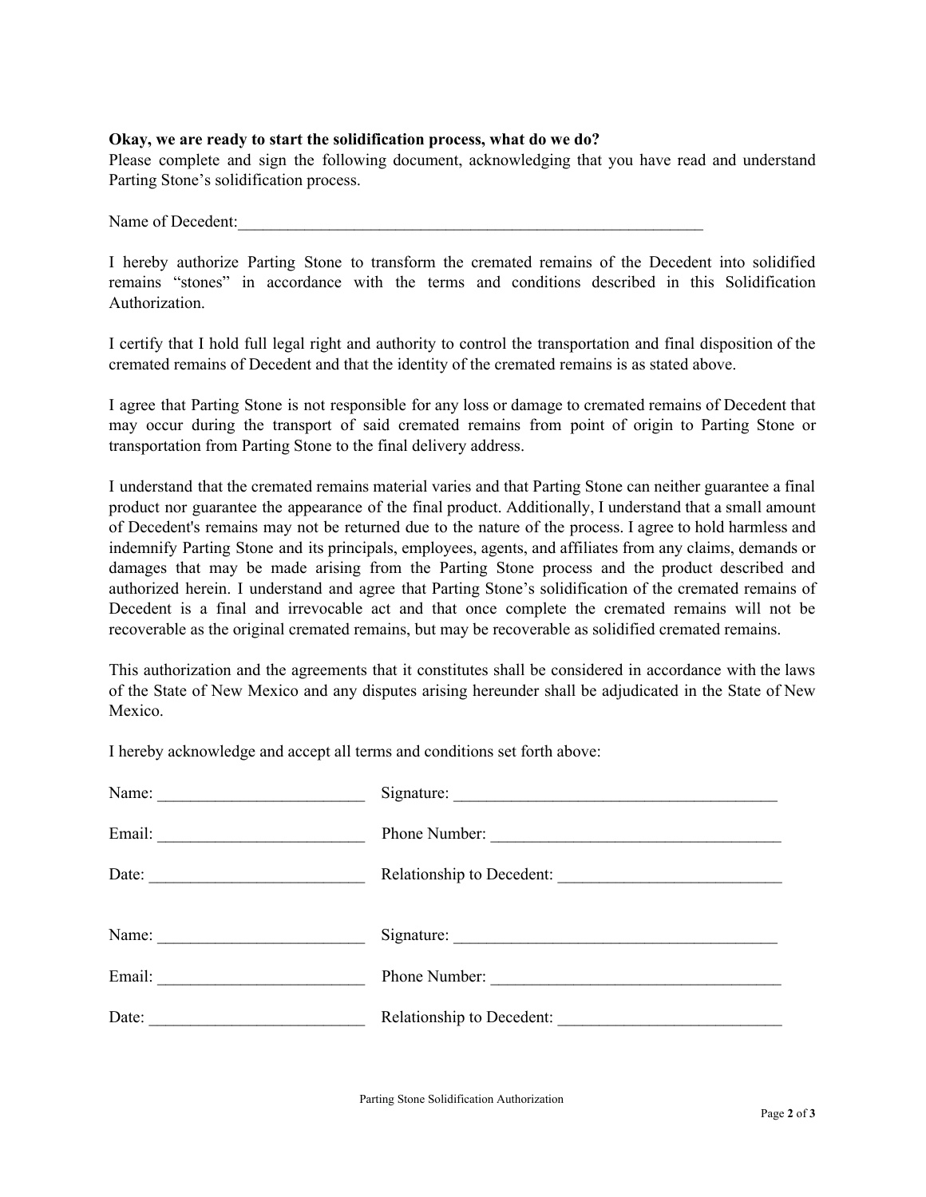**Okay, we are ready to start the solidification process, what do we do?**
Please complete and sign the following document, acknowledging that you have read and understand Parting Stone's solidification process.

Name of Decedent:___________________________________________________________

I hereby authorize Parting Stone to transform the cremated remains of the Decedent into solidified remains "stones" in accordance with the terms and conditions described in this Solidification Authorization.

I certify that I hold full legal right and authority to control the transportation and final disposition of the cremated remains of Decedent and that the identity of the cremated remains is as stated above.

I agree that Parting Stone is not responsible for any loss or damage to cremated remains of Decedent that may occur during the transport of said cremated remains from point of origin to Parting Stone or transportation from Parting Stone to the final delivery address.

I understand that the cremated remains material varies and that Parting Stone can neither guarantee a final product nor guarantee the appearance of the final product. Additionally, I understand that a small amount of Decedent's remains may not be returned due to the nature of the process. I agree to hold harmless and indemnify Parting Stone and its principals, employees, agents, and affiliates from any claims, demands or damages that may be made arising from the Parting Stone process and the product described and authorized herein. I understand and agree that Parting Stone's solidification of the cremated remains of Decedent is a final and irrevocable act and that once complete the cremated remains will not be recoverable as the original cremated remains, but may be recoverable as solidified cremated remains.

This authorization and the agreements that it constitutes shall be considered in accordance with the laws of the State of New Mexico and any disputes arising hereunder shall be adjudicated in the State of New Mexico.

I hereby acknowledge and accept all terms and conditions set forth above:

Name: _________________________ Signature: _______________________________________

Email: _________________________ Phone Number: ___________________________________

Date: __________________________ Relationship to Decedent: ___________________________

Name: _________________________ Signature: _______________________________________

Email: _________________________ Phone Number: ___________________________________

Date: __________________________ Relationship to Decedent: ___________________________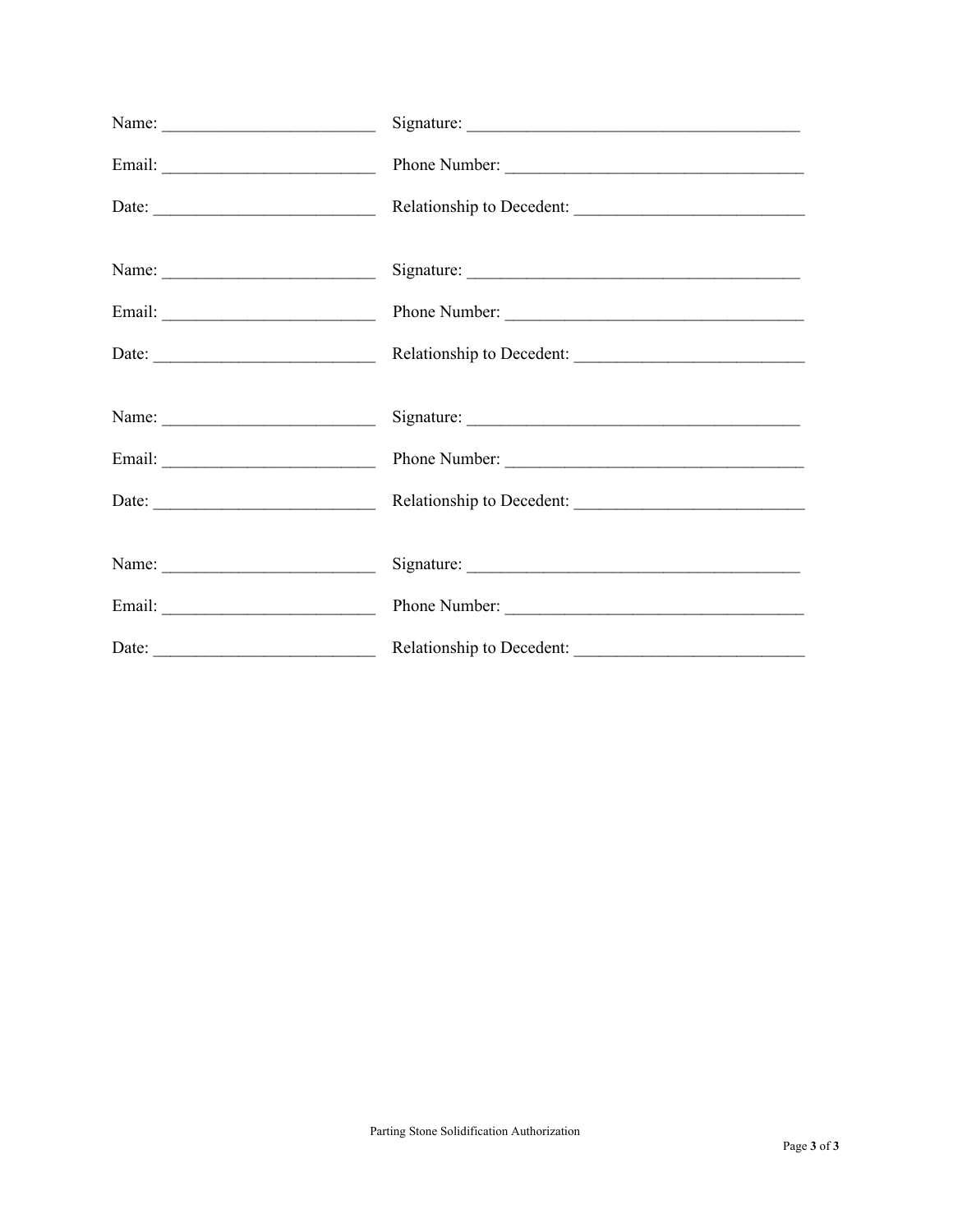Name: ________________________ Signature: ______________________________________

Email: ________________________ Phone Number: __________________________________

Date: _________________________ Relationship to Decedent: __________________________

Name: ________________________ Signature: ______________________________________

Email: ________________________ Phone Number: __________________________________

Date: _________________________ Relationship to Decedent: __________________________

Name: ________________________ Signature: ______________________________________

Email: ________________________ Phone Number: __________________________________

Date: _________________________ Relationship to Decedent: __________________________

Name: ________________________ Signature: ______________________________________

Email: ________________________ Phone Number: __________________________________

Date: _________________________ Relationship to Decedent: __________________________